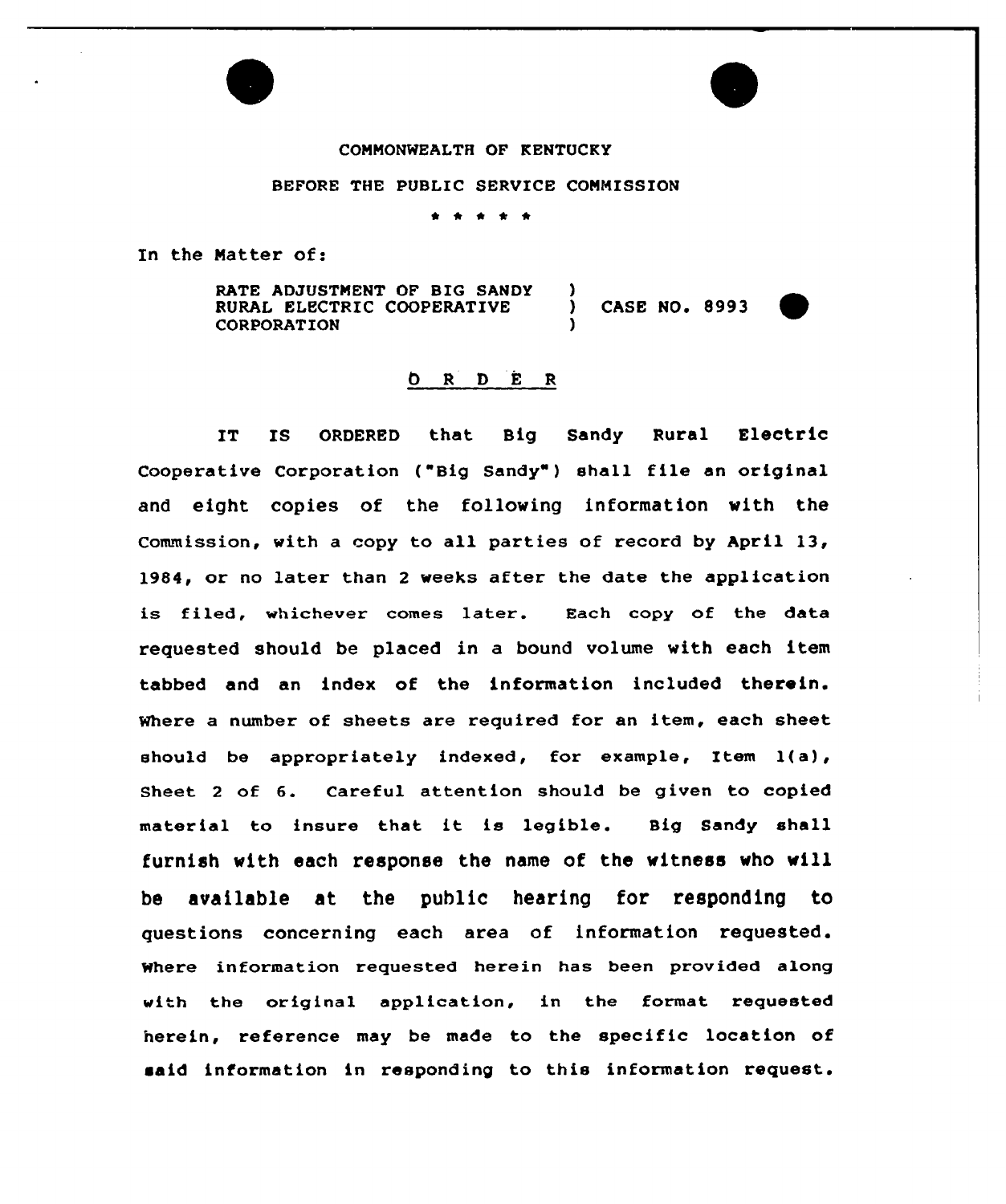COMMONWEALTH OF KENTUCKY

BEFORE THE PUBLIC SERVICE COMMISSION

\* \* \* \* \*

In the Matter of:

RATE ADJUSTMENT OF BIG SANDY RURAL ELECTRIC COOPERATIVE CORPORATION ) CASE NO. 8993

## O R D E R

IT IS ORDERED that Big Sandy Rural Electric Cooperative Corporation ("Big Sandy") shall file an original and eight copies of the following information with the Commission, with a copy to all parties of record by April 13, 1984, or no later than 2 weeks after the date the application is filed, whichever comes later. Each copy of the data requested should be placed in a bound volume with each item tabbed and an index of the information included therein. Where a number of sheets are required for an item, each sheet should be appropriately indexed, for example, Item 1(a), Sheet 2 of 6. Careful attention should be given to copied material to insure that it is legible. Big Sandy shall furnish with each response the name of the witness who will be available at the public hearing for responding to questions concerning each area of information requested. Where information requested herein has been provided along with the original application, in the format requested herein, reference may be made to the specific location of said information in responding to this information request.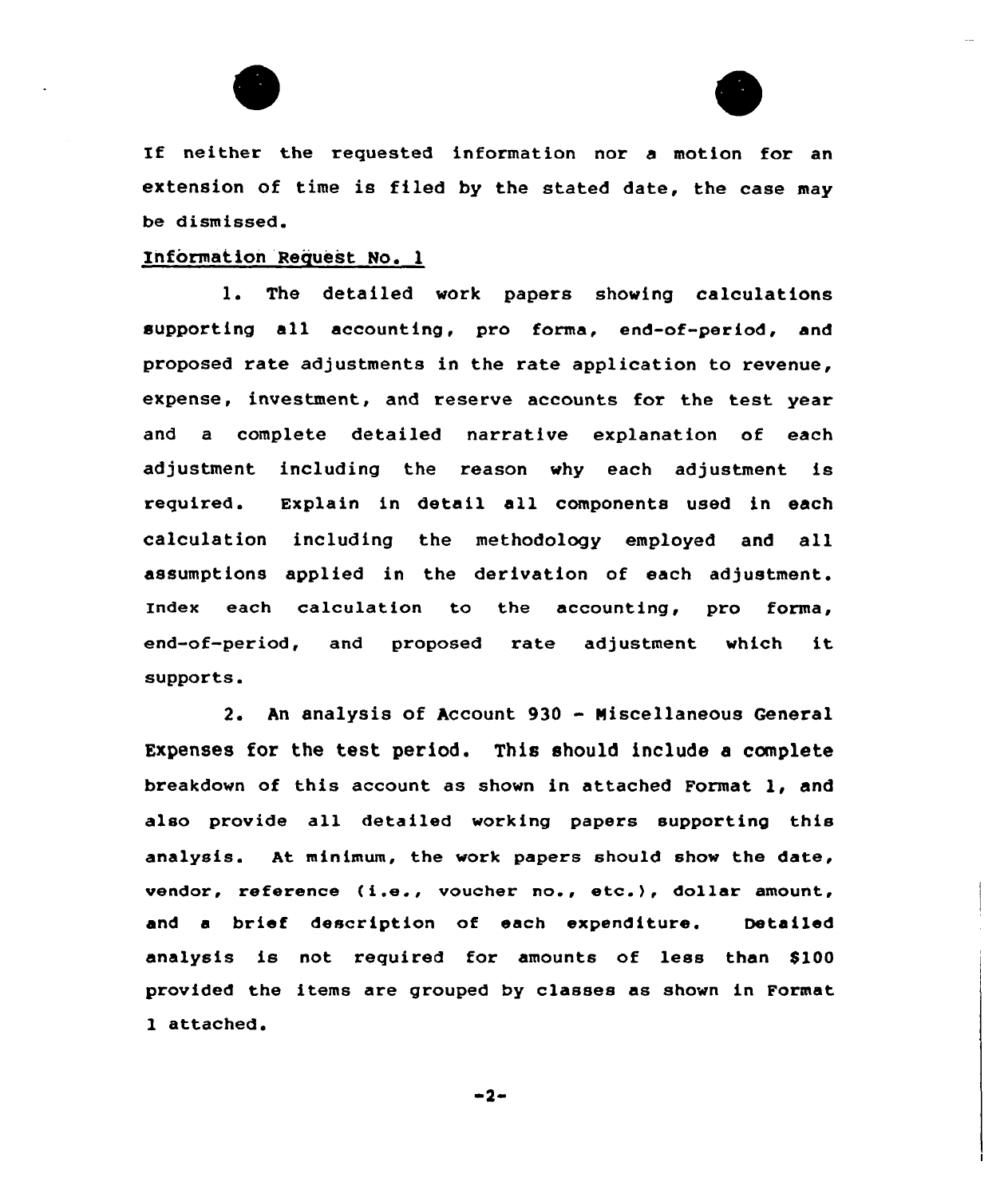If neither the requested information nor a motion for an extension of time is filed by the stated date, the case may be dismissed.

Information Request No. 1

1. The detailed work papers showing calculations supporting all accounting, pro forma, end-of-period, and proposed rate adjustments in the rate application to revenue, expense, investment, and reserve accounts for the test year and a complete detailed narrative explanation of each adjustment including the reason why each adjustment is required. Explain in detail all components used in each calculation including the methodology employed and all assumptions applied in the derivation of each adjustment. Index each calculation to the accounting, pro forma, end-of-period, and proposed rate adjustment which it supports.

2. An analysis of Account 930 - Miscellaneous General Expenses for the test period. This should include a complete breakdown of this account as shown in attached Format 1, and also provide all detailed working papers supporting this analysis. At minimum, the work papers should show the date, vendor, reference (i.e., voucher no., etc.), dollar amount, and a brief description of each expenditure. Detailed analysis is not required for amounts of less than $100 provided the items are grouped by classes as shown in Format 1 attached.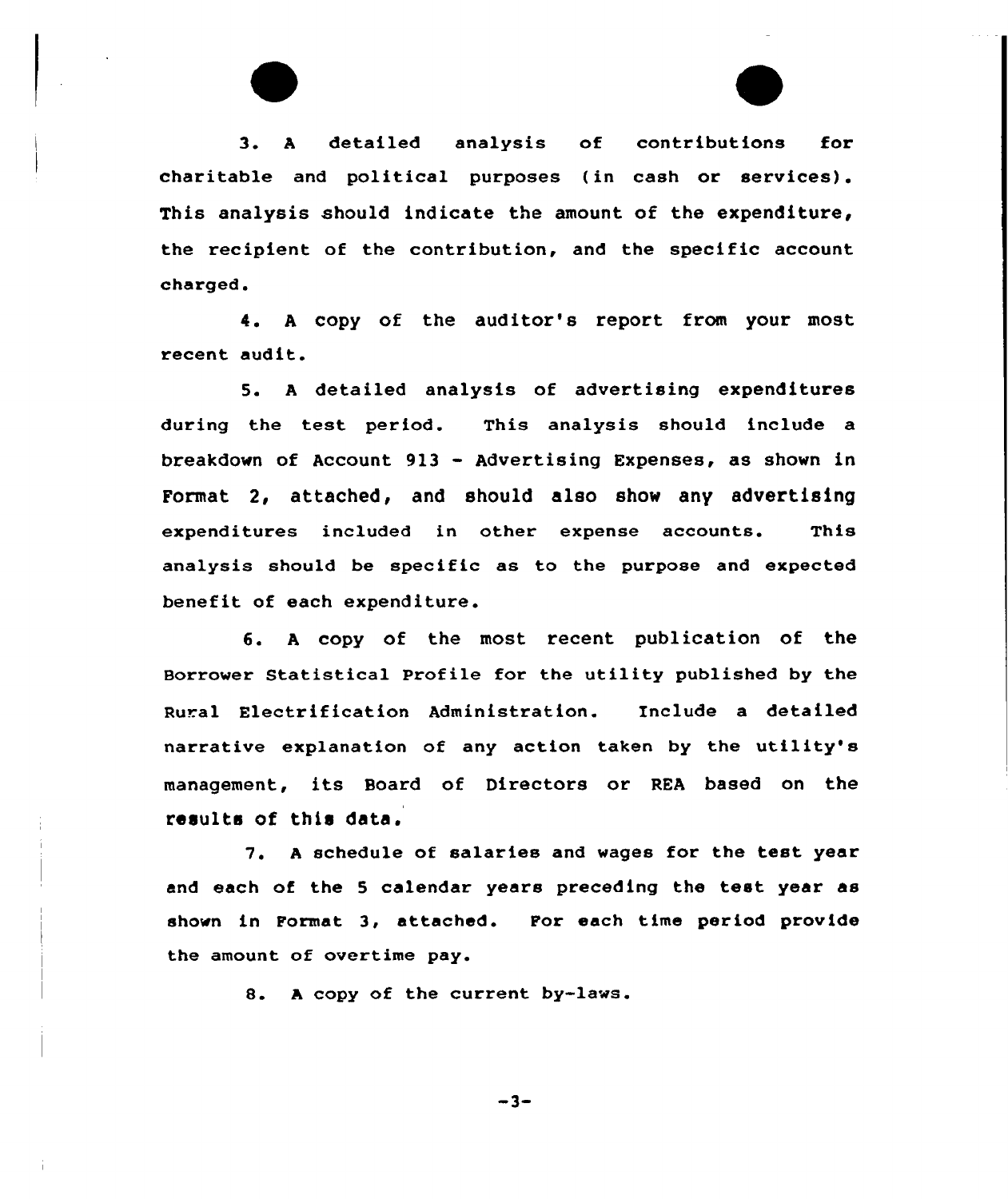3. A detailed analysis of contributions for charitable and political purposes (in cash or services). This analysis should indicate the amount of the expenditure, the recipient of the contribution, and the specific account charged.

4. A copy of the auditor's report from your most recent audit.

5. A detailed analysis of advertising expenditures during the test period. This analysis should include a breakdown of Account 913 - Advertising Expenses, as shown in Format 2, attached, and should also show any advertising expenditures included in other expense accounts. This analysis should be specific as to the purpose and expected benefit of each expenditure.

6. A copy of the most recent publication of the Borrower Statistical Profile for the utility published by the Rural Electrification Administration. Include a detailed narrative explanation of any action taken by the utility's management, its Board of Directors or REA based on the results of this data.

7. A schedule of salaries and wages for the test year and each of the 5 calendar years preceding the test year as shown in Format 3, attached. For each time period provide the amount of overtime pay.

8. A copy of the current by-laws.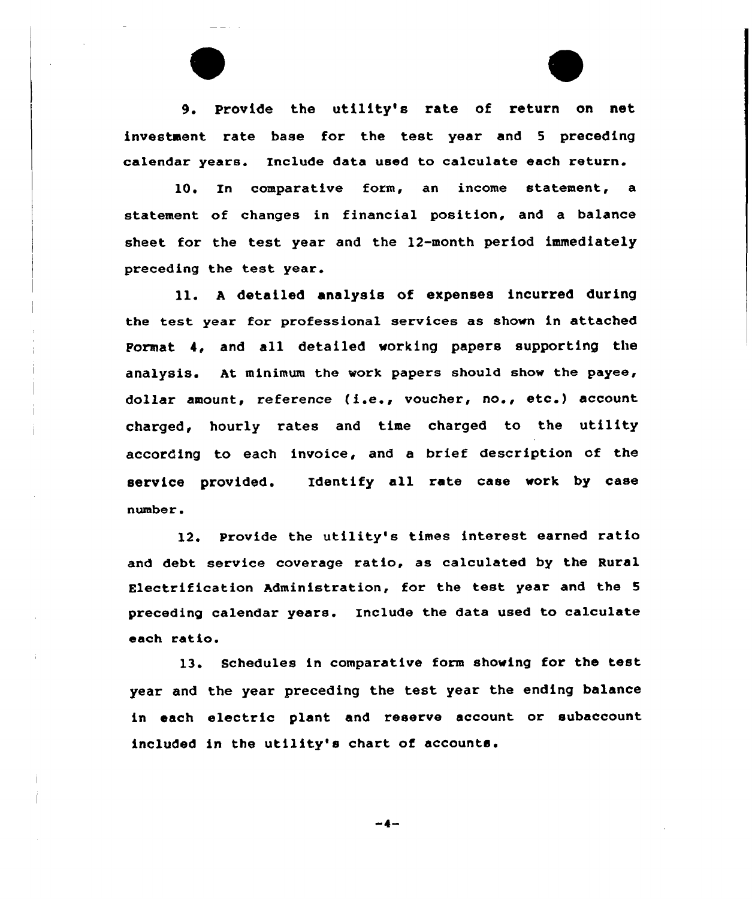9. Provide the utility's rate of return on net investment rate base for the test year and 5 preceding calendar years. Include data used to calculate each return.

10. In comparative form, an income statement, a statement of changes in financial position, and a balance sheet for the test year and the 12-month period immediately preceding the test year.

11. A detailed analysis of expenses incurred during the test year for professional services as shown in attached Format 4, and all detailed working papers supporting the analysis. At minimum the work papers should show the payee, dollar amount, reference (i.e., voucher, no., etc.) account charged, hourly rates and time charged to the utility according to each invoice, and a brief description of the service provided. Identify all rate case work by case number.

12. Provide the utility's times interest earned ratio and debt service coverage ratio, as calculated by the Rural Electrification Administration, for the test year and the 5 preceding calendar years. Include the data used to calculate each ratio.

13. Schedules in comparative form showing for the test year and the year preceding the test year the ending balance in each electric plant and reserve account or subaccount included in the utility's chart of accounts.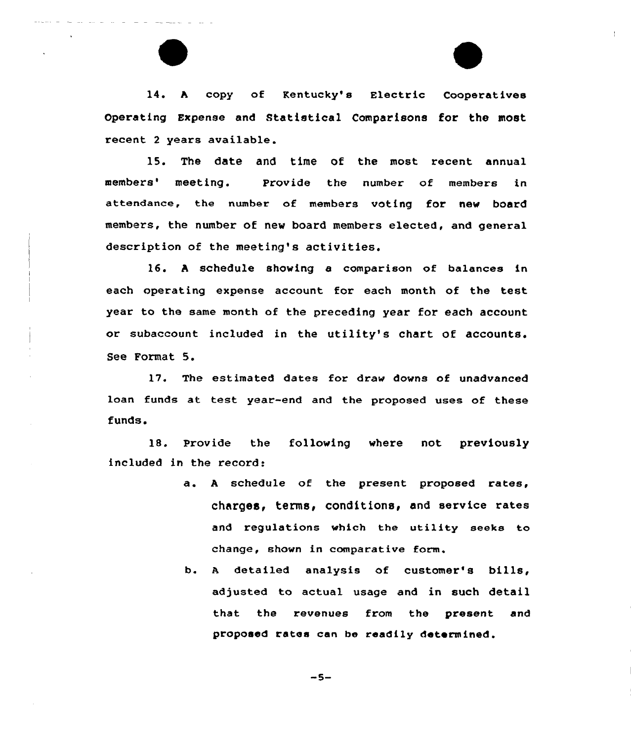14. A copy of Kentucky's Electric Cooperatives Operating Expense and Statistical Comparisons for the most recent 2 years available.

15. The date and time of the most recent annual members' meeting. Provide the number of members in attendance, the number of members voting for new board members, the number of new board members elected, and general description of the meeting's activities.

16. A schedule showing a comparison of balances in each operating expense account for each month of the test year to the same month of the preceding year for each account or subaccount included in the utility's chart of accounts. See Format 5.

17. The estimated dates for draw downs of unadvanced loan funds at test year-end and the proposed uses of these funds.

18. Provide the following where not previously included in the record:

a. A schedule of the present proposed rates, charges, terms, conditions, and service rates and regulations which the utility seeks to change, shown in comparative form.

b. A detailed analysis of customer's bills, adjusted to actual usage and in such detail that the revenues from the present and proposed rates can be readily determined.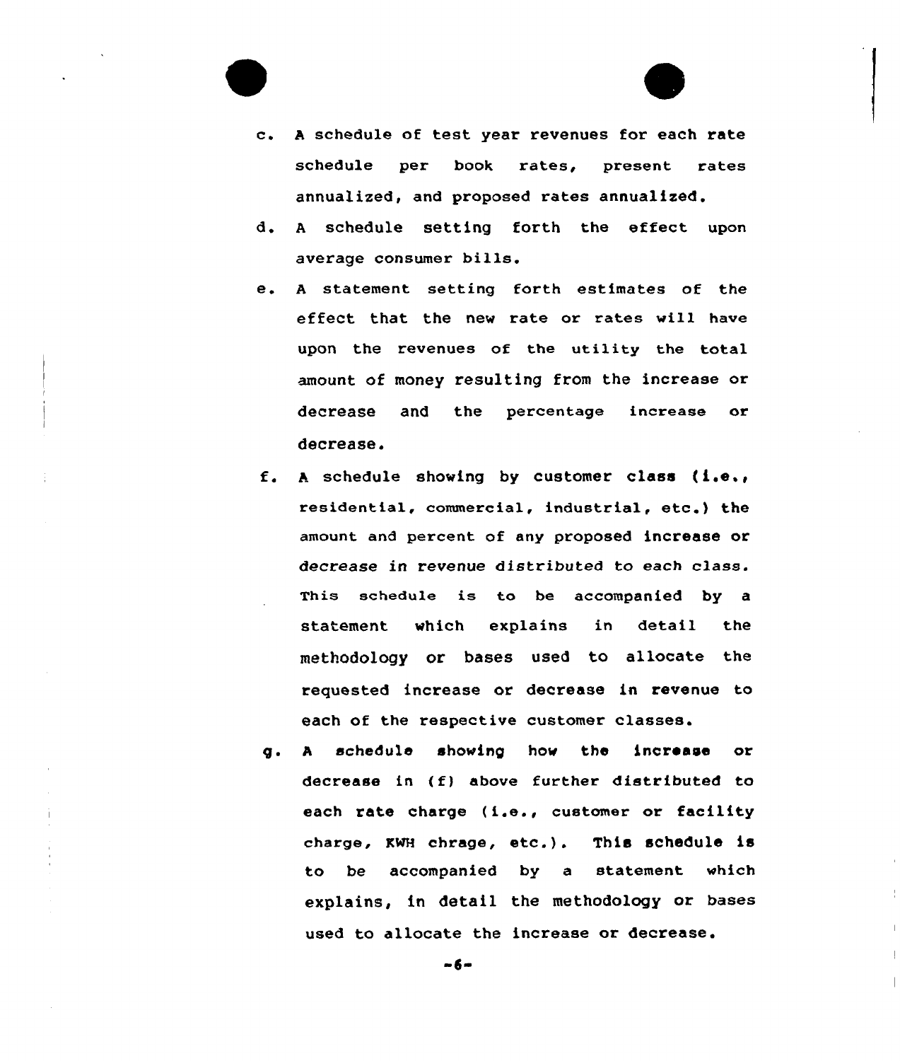c. A schedule of test year revenues for each rate schedule per book rates, present rates annualized, and proposed rates annualized.

d. A schedule setting forth the effect upon average consumer bills.

e. A statement setting forth estimates of the effect that the new rate or rates will have upon the revenues of the utility the total amount of money resulting from the increase or decrease and the percentage increase or decrease.

f. A schedule showing by customer class (i.e., residential, commercial, industrial, etc.) the amount and percent of any proposed increase or decrease in revenue distributed to each class. This schedule is to be accompanied by a statement which explains in detail the methodology or bases used to allocate the requested increase or decrease in revenue to each of the respective customer classes.

g. A schedule showing how the increase or decrease in (f) above further distributed to each rate charge (i.e., customer or facility charge, KWH chrage, etc.). This schedule is to be accompanied by a statement which explains, in detail the methodology or bases used to allocate the increase or decrease.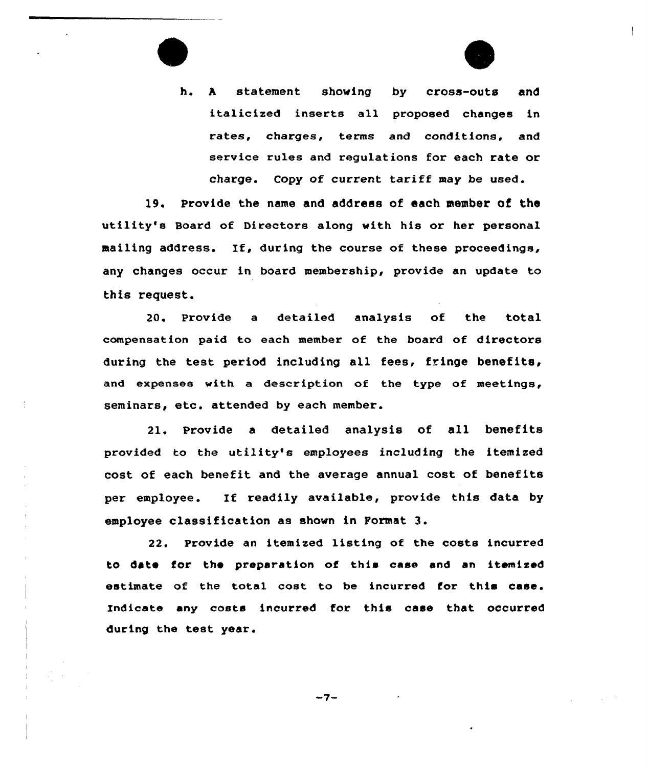h. A statement showing by cross-outs and italicized inserts all proposed changes in rates, charges, terms and conditions, and service rules and regulations for each rate or charge. Copy of current tariff may be used.

19. Provide the name and address of each member of the utility's Board of Directors along with his or her personal mailing address. If, during the course of these proceedings, any changes occur in board membership, provide an update to this request.

20. Provide a detailed analysis of the total compensation paid to each member of the board of directors during the test period including all fees, fringe benefits, and expenses with a description of the type of meetings, seminars, etc. attended by each member.

21. Provide a detailed analysis of all benefits provided to the utility's employees including the itemized cost of each benefit and the average annual cost of benefits per employee. If readily available, provide this data by employee classification as shown in Format 3.

22. Provide an itemized listing of the costs incurred to date for the preparation of this case and an itemized estimate of the total cost to be incurred for this case. Indicate any costs incurred for this case that occurred during the test year.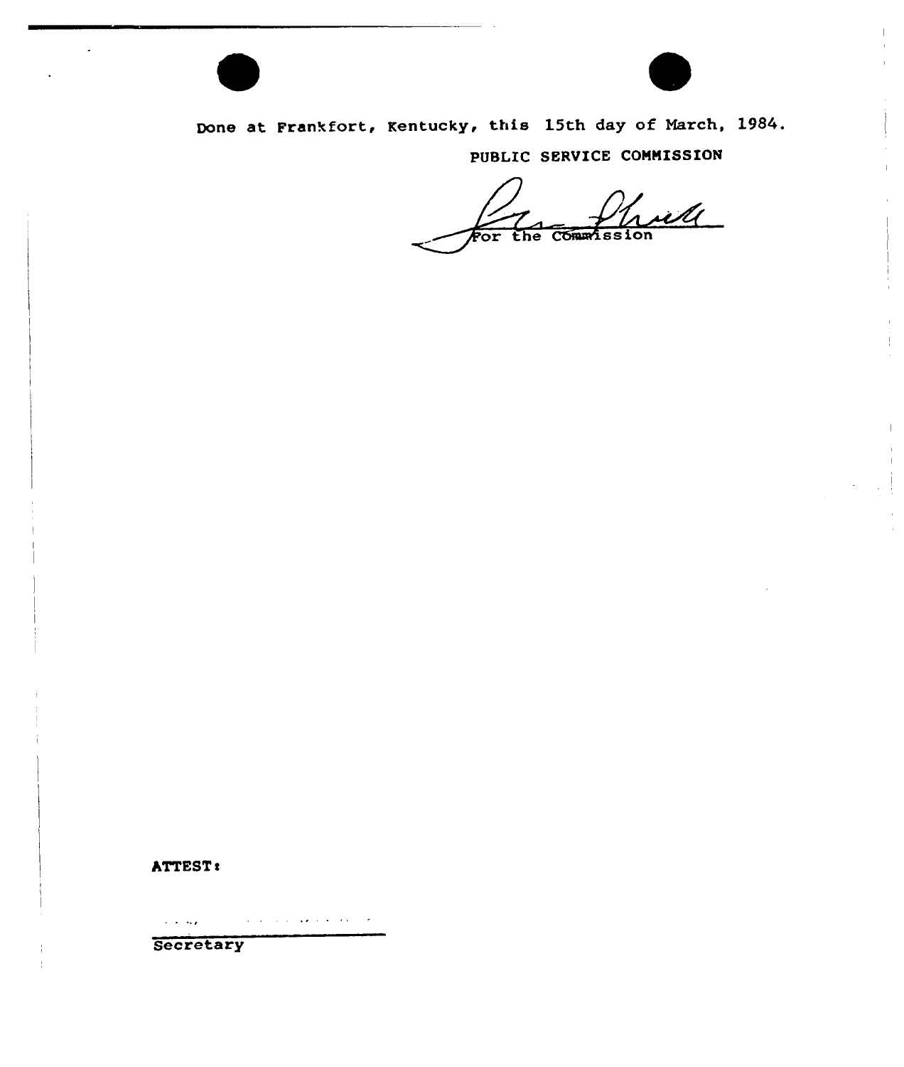Done at Frankfort, Kentucky, this 15th day of March, 1984.

PUBLIC SERVICE COMMISSION

For the Commission

ATTEST:

Secretary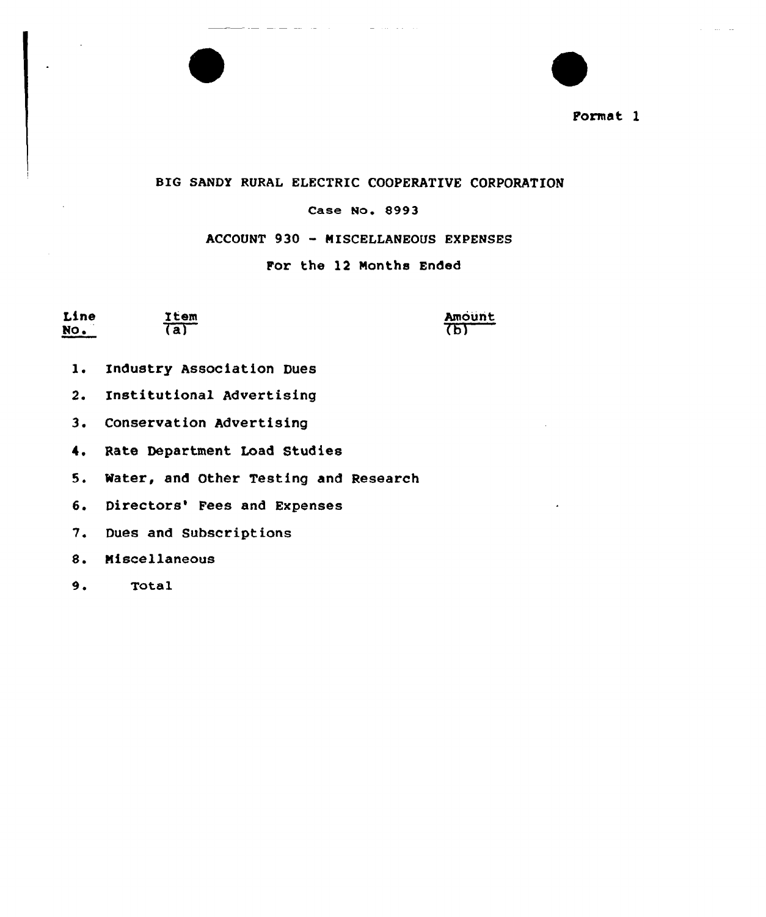Format 1

BIG SANDY RURAL ELECTRIC COOPERATIVE CORPORATION

Case No. 8993

ACCOUNT 930 - MISCELLANEOUS EXPENSES

For the 12 Months Ended

| Line No. | Item (a) | Amount (b) |
|---|---|---|
| 1. | Industry Association Dues | |
| 2. | Institutional Advertising | |
| 3. | Conservation Advertising | |
| 4. | Rate Department Load Studies | |
| 5. | Water, and Other Testing and Research | |
| 6. | Directors' Fees and Expenses | |
| 7. | Dues and Subscriptions | |
| 8. | Miscellaneous | |
| 9. | Total | |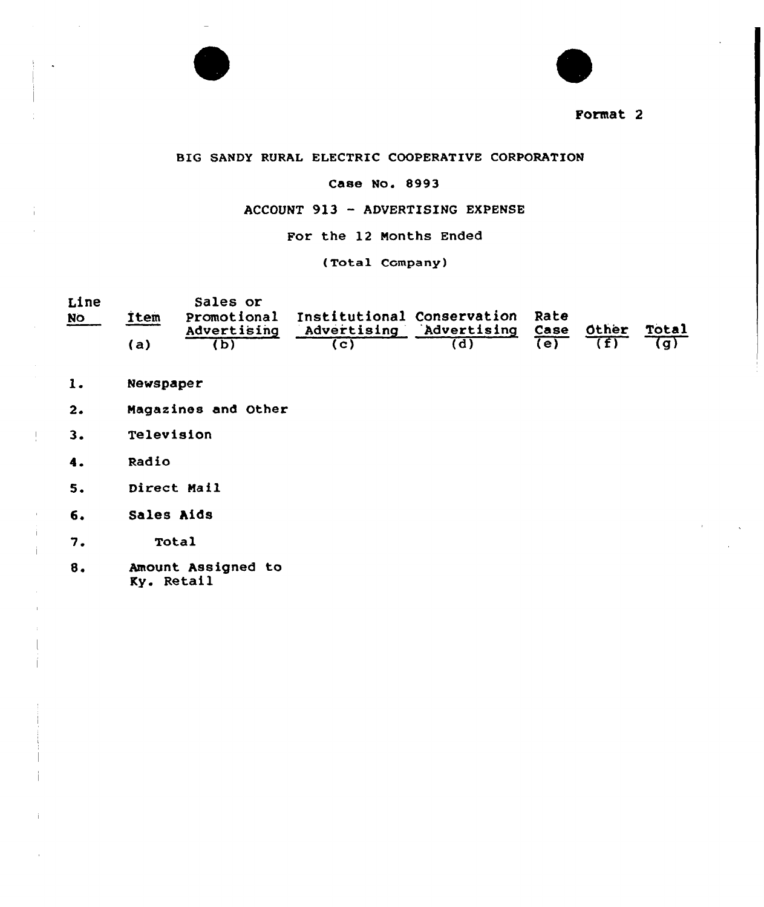Format 2

BIG SANDY RURAL ELECTRIC COOPERATIVE CORPORATION

Case No. 8993

ACCOUNT 913 - ADVERTISING EXPENSE

For the 12 Months Ended

(Total Company)

| Line No | Item (a) | Sales or Promotional Advertising (b) | Institutional Advertising (c) | Conservation Advertising (d) | Rate Case (e) | Other (f) | Total (g) |
|---|---|---|---|---|---|---|---|
| 1. | Newspaper | | | | | | |
| 2. | Magazines and Other | | | | | | |
| 3. | Television | | | | | | |
| 4. | Radio | | | | | | |
| 5. | Direct Mail | | | | | | |
| 6. | Sales Aids | | | | | | |
| 7. | Total | | | | | | |
| 8. | Amount Assigned to Ky. Retail | | | | | | |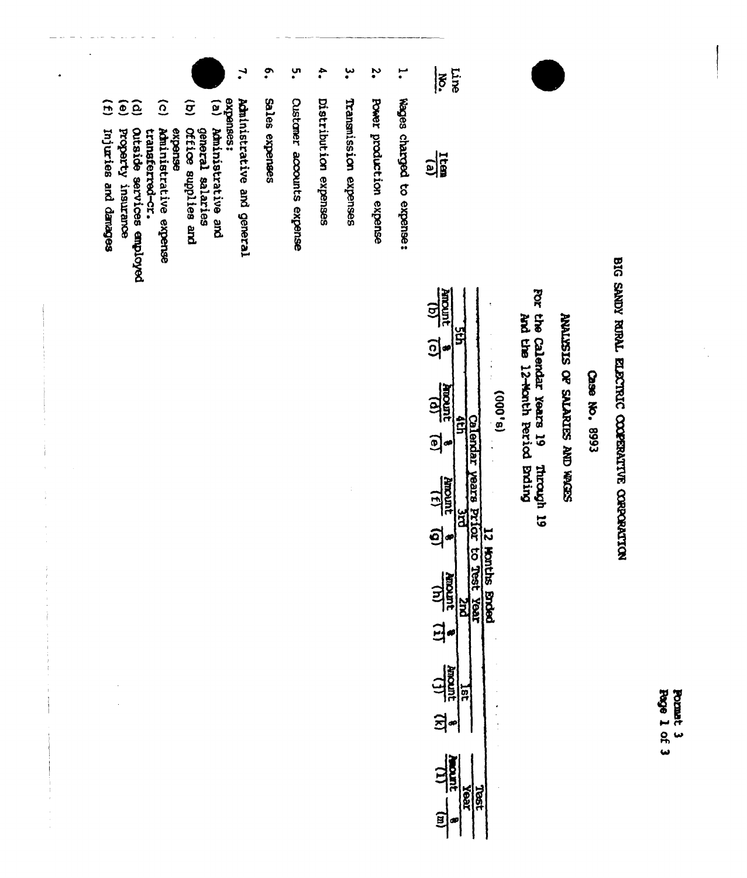BIG SANDY RURAL ELECTRIC COOPERATIVE CORPORATION

Case No. 8993

ANALYSIS OF SALARIES AND WAGES

For the Calendar Years 19 Through 19
And the 12-Month Period Ending

(000's)

| Line No. | Item (a) | 12 Months Ended | | | | | | | | | | Test Year | |
|---|---|---|---|---|---|---|---|---|---|---|---|---|---|
| | | Calendar Years Prior to Test Year | | | | | | | | | | | |
| | | 5th | | 4th | | 3rd | | 2nd | | 1st | | | |
| | | Amount (b) | % (c) | Amount (d) | % (e) | Amount (f) | % (g) | Amount (h) | % (i) | Amount (j) | % (k) | Amount (l) | % (m) |
| 1. | Wages charged to expense: | | | | | | | | | | | | |
| 2. | Power production expense | | | | | | | | | | | | |
| 3. | Transmission expenses | | | | | | | | | | | | |
| 4. | Distribution expenses | | | | | | | | | | | | |
| 5. | Customer accounts expense | | | | | | | | | | | | |
| 6. | Sales expenses | | | | | | | | | | | | |
| 7. | Administrative and general expenses: | | | | | | | | | | | | |
| | (a) Administrative and general salaries | | | | | | | | | | | | |
| | (b) Office supplies and expense | | | | | | | | | | | | |
| | (c) Administrative expense transferred-cr. | | | | | | | | | | | | |
| | (d) Outside services employed | | | | | | | | | | | | |
| | (e) Property insurance | | | | | | | | | | | | |
| | (f) Injuries and damages | | | | | | | | | | | | |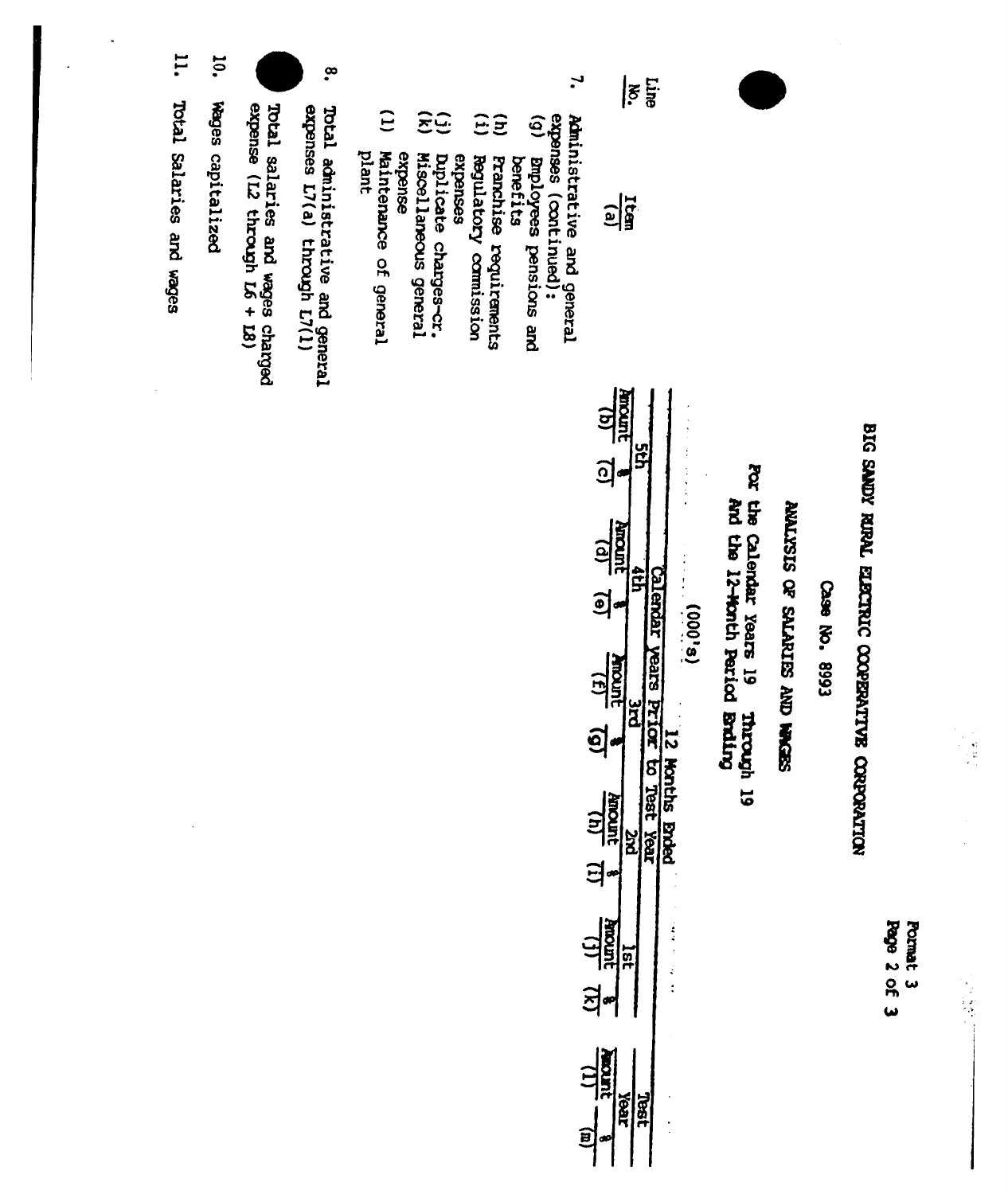Format 3
Page 2 of 3

# BIG SANDY RURAL ELECTRIC COOPERATIVE CORPORATION

## Case No. 8993

## ANALYSIS OF SALARIES AND WAGES

For the Calendar Years 19 Through 19
And the 12-Month Period Ending

(000's)

| Line No. | Item (a) | 5th Amount (b) | 5th % (c) | 4th Amount (d) | 4th % (e) | 3rd Amount (f) | 3rd % (g) | 2nd Amount (h) | 2nd % (i) | 1st Amount (j) | 1st % (k) | Test Year Amount (l) | Test Year % (m) |
|---|---|---|---|---|---|---|---|---|---|---|---|---|---|
| | | Calendar Years Prior to Test Year | | | | | | | | | | 12 Months Ended | |
| 7. | Administrative and general expenses (continued): | | | | | | | | | | | | |
| | (g) Employees pensions and benefits | | | | | | | | | | | | |
| | (h) Franchise requirements | | | | | | | | | | | | |
| | (i) Regulatory commission expenses | | | | | | | | | | | | |
| | (j) Duplicate charges-cr. | | | | | | | | | | | | |
| | (k) Miscellaneous general expense | | | | | | | | | | | | |
| | (l) Maintenance of general plant | | | | | | | | | | | | |
| 8. | Total administrative and general expenses L7(a) through L7(l) | | | | | | | | | | | | |
| 9. | Total salaries and wages charged expense (L2 through L6 + L8) | | | | | | | | | | | | |
| 10. | Wages capitalized | | | | | | | | | | | | |
| 11. | Total Salaries and wages | | | | | | | | | | | | |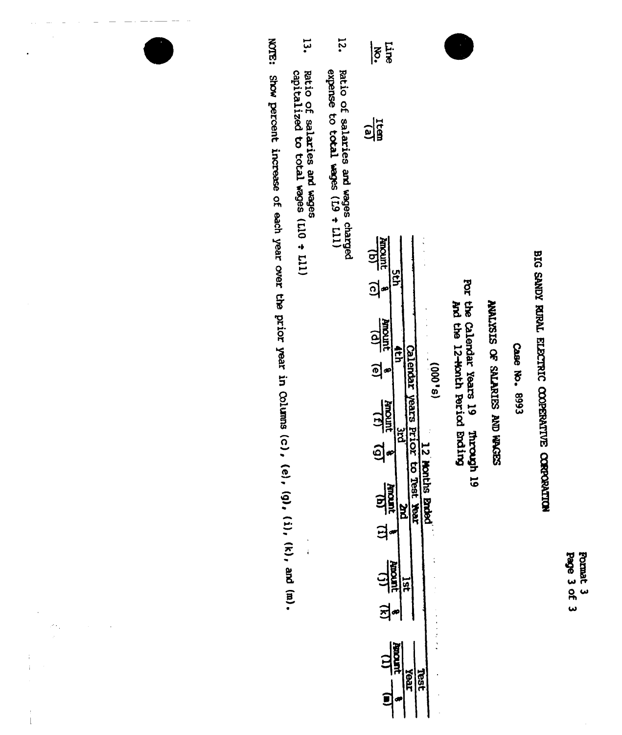BIG SANDY RURAL ELECTRIC COOPERATIVE CORPORATION

Case No. 8993

ANALYSIS OF SALARIES AND WAGES

For the Calendar Years 19 Through 19
And the 12-Month Period Ending

(000's)

| Line No. | Item (a) | Calendar Years Prior to Test Year | | | | | | | | | | 12 Months Ended | |
|---|---|---|---|---|---|---|---|---|---|---|---|---|---|
| | | 5th | | 4th | | 3rd | | 2nd | | 1st | | Test Year | |
| | | Amount (b) | % (c) | Amount (d) | % (e) | Amount (f) | % (g) | Amount (h) | % (i) | Amount (j) | % (k) | Amount (l) | % (m) |
| 12. | Ratio of salaries and wages charged expense to total wages (L9 ÷ L11) | | | | | | | | | | | | |
| 13. | Ratio of salaries and wages capitalized to total wages (L10 ÷ L11) | | | | | | | | | | | | |

NOTE: Show percent increase of each year over the prior year in Columns (c), (e), (g), (i), (k), and (m).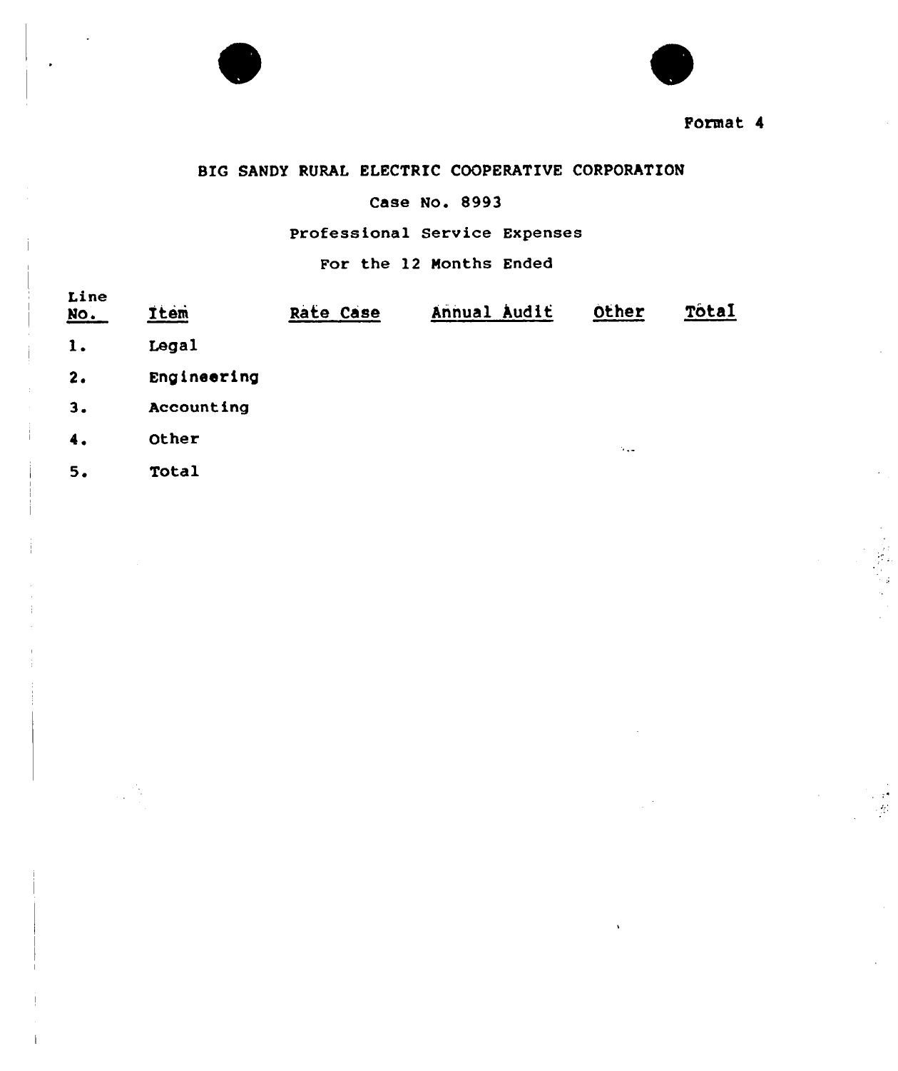Format 4

BIG SANDY RURAL ELECTRIC COOPERATIVE CORPORATION

Case No. 8993

Professional Service Expenses

For the 12 Months Ended

| Line No. | Item | Rate Case | Annual Audit | Other | Total |
|---|---|---|---|---|---|
| 1. | Legal | | | | |
| 2. | Engineering | | | | |
| 3. | Accounting | | | | |
| 4. | Other | | | | |
| 5. | Total | | | | |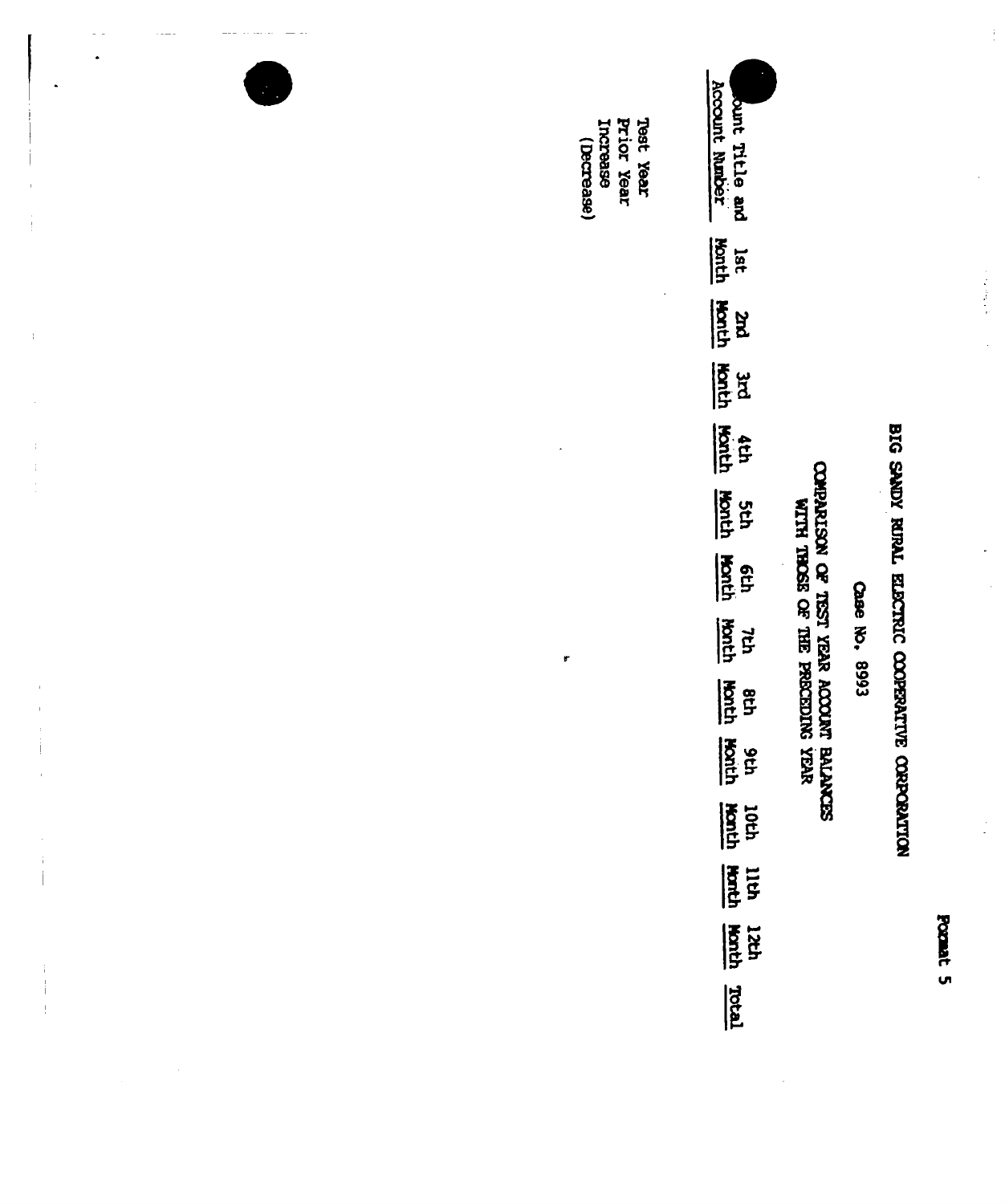Format 5

# BIG SANDY RURAL ELECTRIC COOPERATIVE CORPORATION

Case No. 8993

## COMPARISON OF TEST YEAR ACCOUNT BALANCES WITH THOSE OF THE PRECEDING YEAR

| Account Title and Account Number | 1st Month | 2nd Month | 3rd Month | 4th Month | 5th Month | 6th Month | 7th Month | 8th Month | 9th Month | 10th Month | 11th Month | 12th Month | Total |
|---|---|---|---|---|---|---|---|---|---|---|---|---|---|
| Test Year | | | | | | | | | | | | | |
| Prior Year | | | | | | | | | | | | | |
| Increase (Decrease) | | | | | | | | | | | | | |